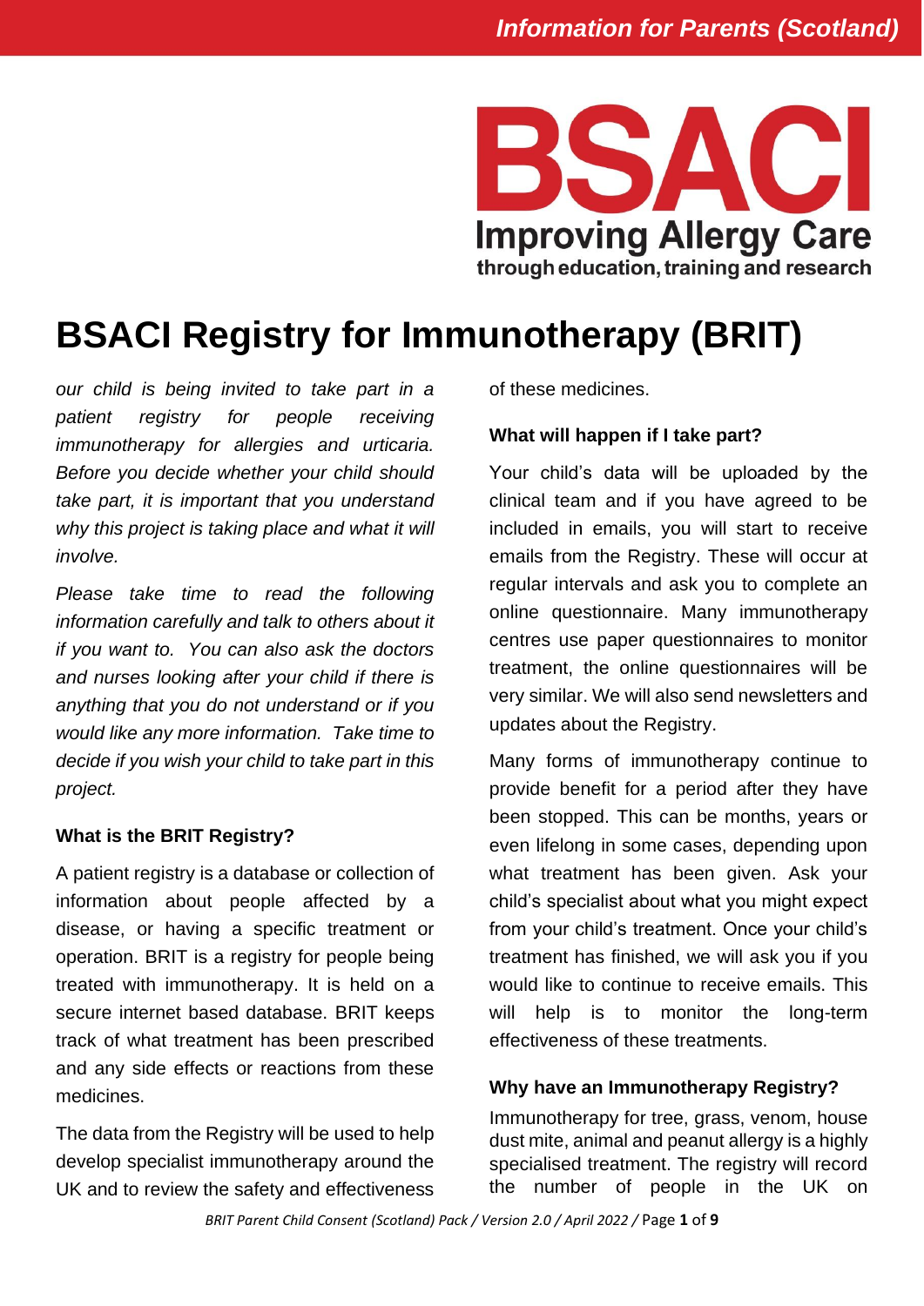Information for Parents (Scotland)

BSACI

Improving Allergy Care through education, training and research

# BSACI Registry for Immunotherapy (BRIT)

*our child is being invited to take part in a patient registry for people receiving immunotherapy for allergies and urticaria. Before you decide whether your child should take part, it is important that you understand why this project is taking place and what it will involve.*

*Please take time to read the following information carefully and talk to others about it if you want to. You can also ask the doctors and nurses looking after your child if there is anything that you do not understand or if you would like any more information. Take time to decide if you wish your child to take part in this project.*

### What is the BRIT Registry?

A patient registry is a database or collection of information about people affected by a disease, or having a specific treatment or operation. BRIT is a registry for people being treated with immunotherapy. It is held on a secure internet based database. BRIT keeps track of what treatment has been prescribed and any side effects or reactions from these medicines.

The data from the Registry will be used to help develop specialist immunotherapy around the UK and to review the safety and effectiveness of these medicines.

### What will happen if I take part?

Your child's data will be uploaded by the clinical team and if you have agreed to be included in emails, you will start to receive emails from the Registry. These will occur at regular intervals and ask you to complete an online questionnaire. Many immunotherapy centres use paper questionnaires to monitor treatment, the online questionnaires will be very similar. We will also send newsletters and updates about the Registry.

Many forms of immunotherapy continue to provide benefit for a period after they have been stopped. This can be months, years or even lifelong in some cases, depending upon what treatment has been given. Ask your child's specialist about what you might expect from your child's treatment. Once your child's treatment has finished, we will ask you if you would like to continue to receive emails. This will help is to monitor the long-term effectiveness of these treatments.

### Why have an Immunotherapy Registry?

Immunotherapy for tree, grass, venom, house dust mite, animal and peanut allergy is a highly specialised treatment. The registry will record the number of people in the UK on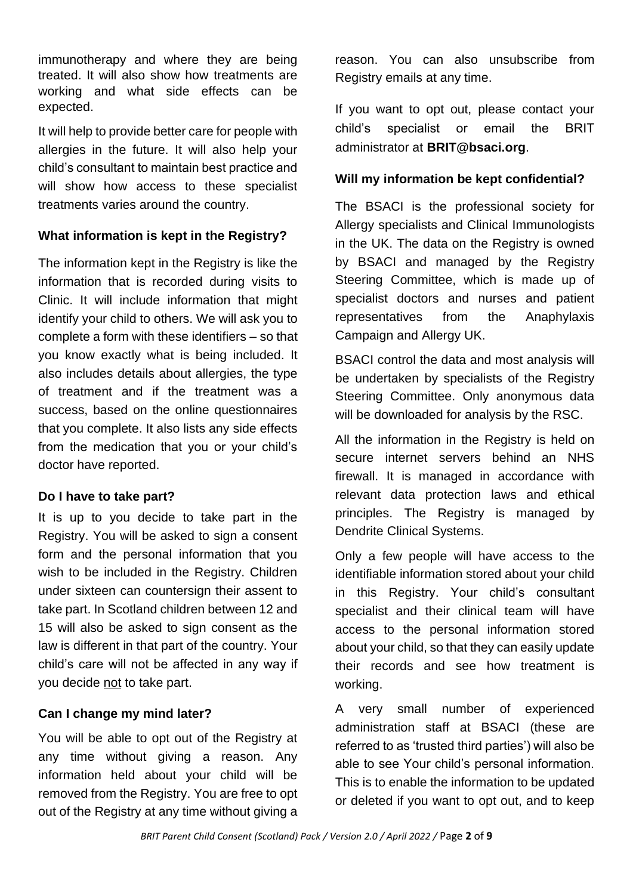immunotherapy and where they are being treated. It will also show how treatments are working and what side effects can be expected.

It will help to provide better care for people with allergies in the future. It will also help your child's consultant to maintain best practice and will show how access to these specialist treatments varies around the country.

### What information is kept in the Registry?

The information kept in the Registry is like the information that is recorded during visits to Clinic. It will include information that might identify your child to others. We will ask you to complete a form with these identifiers – so that you know exactly what is being included. It also includes details about allergies, the type of treatment and if the treatment was a success, based on the online questionnaires that you complete. It also lists any side effects from the medication that you or your child's doctor have reported.

### Do I have to take part?

It is up to you decide to take part in the Registry. You will be asked to sign a consent form and the personal information that you wish to be included in the Registry. Children under sixteen can countersign their assent to take part. In Scotland children between 12 and 15 will also be asked to sign consent as the law is different in that part of the country. Your child's care will not be affected in any way if you decide not to take part.

### Can I change my mind later?

You will be able to opt out of the Registry at any time without giving a reason. Any information held about your child will be removed from the Registry. You are free to opt out of the Registry at any time without giving a reason. You can also unsubscribe from Registry emails at any time.

If you want to opt out, please contact your child's specialist or email the BRIT administrator at **BRIT@bsaci.org**.

### Will my information be kept confidential?

The BSACI is the professional society for Allergy specialists and Clinical Immunologists in the UK. The data on the Registry is owned by BSACI and managed by the Registry Steering Committee, which is made up of specialist doctors and nurses and patient representatives from the Anaphylaxis Campaign and Allergy UK.

BSACI control the data and most analysis will be undertaken by specialists of the Registry Steering Committee. Only anonymous data will be downloaded for analysis by the RSC.

All the information in the Registry is held on secure internet servers behind an NHS firewall. It is managed in accordance with relevant data protection laws and ethical principles. The Registry is managed by Dendrite Clinical Systems.

Only a few people will have access to the identifiable information stored about your child in this Registry. Your child's consultant specialist and their clinical team will have access to the personal information stored about your child, so that they can easily update their records and see how treatment is working.

A very small number of experienced administration staff at BSACI (these are referred to as 'trusted third parties') will also be able to see Your child's personal information. This is to enable the information to be updated or deleted if you want to opt out, and to keep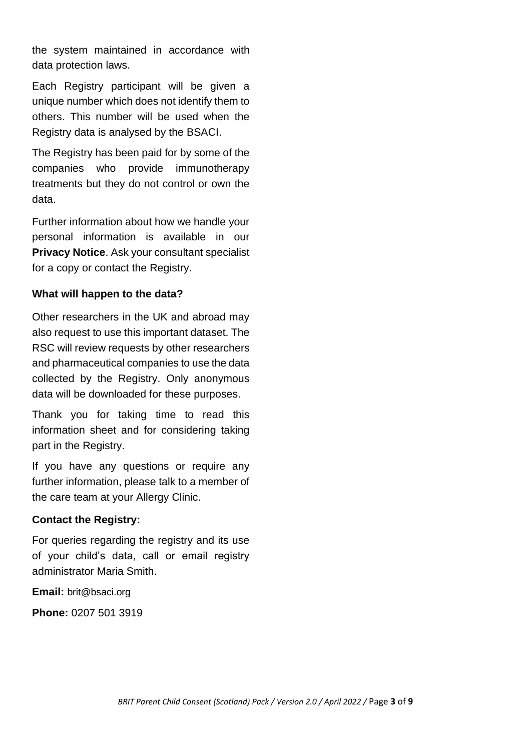the system maintained in accordance with data protection laws.

Each Registry participant will be given a unique number which does not identify them to others. This number will be used when the Registry data is analysed by the BSACI.

The Registry has been paid for by some of the companies who provide immunotherapy treatments but they do not control or own the data.

Further information about how we handle your personal information is available in our **Privacy Notice**. Ask your consultant specialist for a copy or contact the Registry.

**What will happen to the data?**

Other researchers in the UK and abroad may also request to use this important dataset. The RSC will review requests by other researchers and pharmaceutical companies to use the data collected by the Registry. Only anonymous data will be downloaded for these purposes.

Thank you for taking time to read this information sheet and for considering taking part in the Registry.

If you have any questions or require any further information, please talk to a member of the care team at your Allergy Clinic.

**Contact the Registry:**

For queries regarding the registry and its use of your child's data, call or email registry administrator Maria Smith.

**Email:** brit@bsaci.org

**Phone:** 0207 501 3919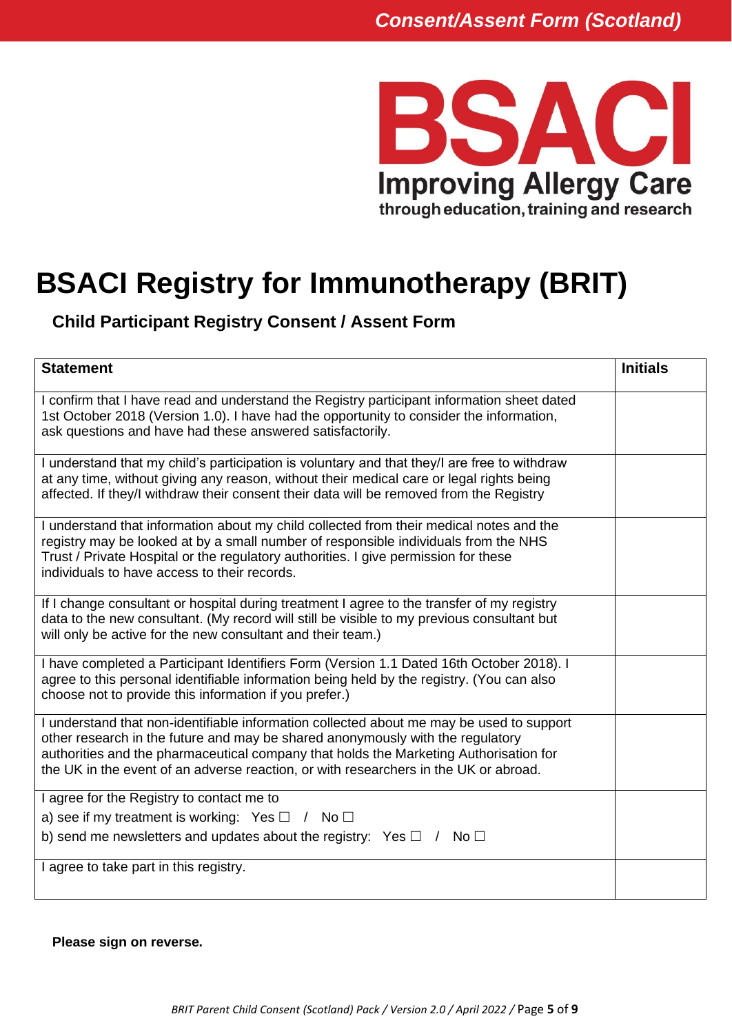Consent/Assent Form (Scotland)

BSACI
Improving Allergy Care
through education, training and research

# BSACI Registry for Immunotherapy (BRIT)

## Child Participant Registry Consent / Assent Form

| Statement | Initials |
|---|---|
| I confirm that I have read and understand the Registry participant information sheet dated 1st October 2018 (Version 1.0). I have had the opportunity to consider the information, ask questions and have had these answered satisfactorily. | |
| I understand that my child's participation is voluntary and that they/I are free to withdraw at any time, without giving any reason, without their medical care or legal rights being affected. If they/I withdraw their consent their data will be removed from the Registry | |
| I understand that information about my child collected from their medical notes and the registry may be looked at by a small number of responsible individuals from the NHS Trust / Private Hospital or the regulatory authorities. I give permission for these individuals to have access to their records. | |
| If I change consultant or hospital during treatment I agree to the transfer of my registry data to the new consultant. (My record will still be visible to my previous consultant but will only be active for the new consultant and their team.) | |
| I have completed a Participant Identifiers Form (Version 1.1 Dated 16th October 2018). I agree to this personal identifiable information being held by the registry. (You can also choose not to provide this information if you prefer.) | |
| I understand that non-identifiable information collected about me may be used to support other research in the future and may be shared anonymously with the regulatory authorities and the pharmaceutical company that holds the Marketing Authorisation for the UK in the event of an adverse reaction, or with researchers in the UK or abroad. | |
| I agree for the Registry to contact me to<br>a) see if my treatment is working: Yes ☐ / No ☐<br>b) send me newsletters and updates about the registry: Yes ☐ / No ☐ | |
| I agree to take part in this registry. | |

**Please sign on reverse.**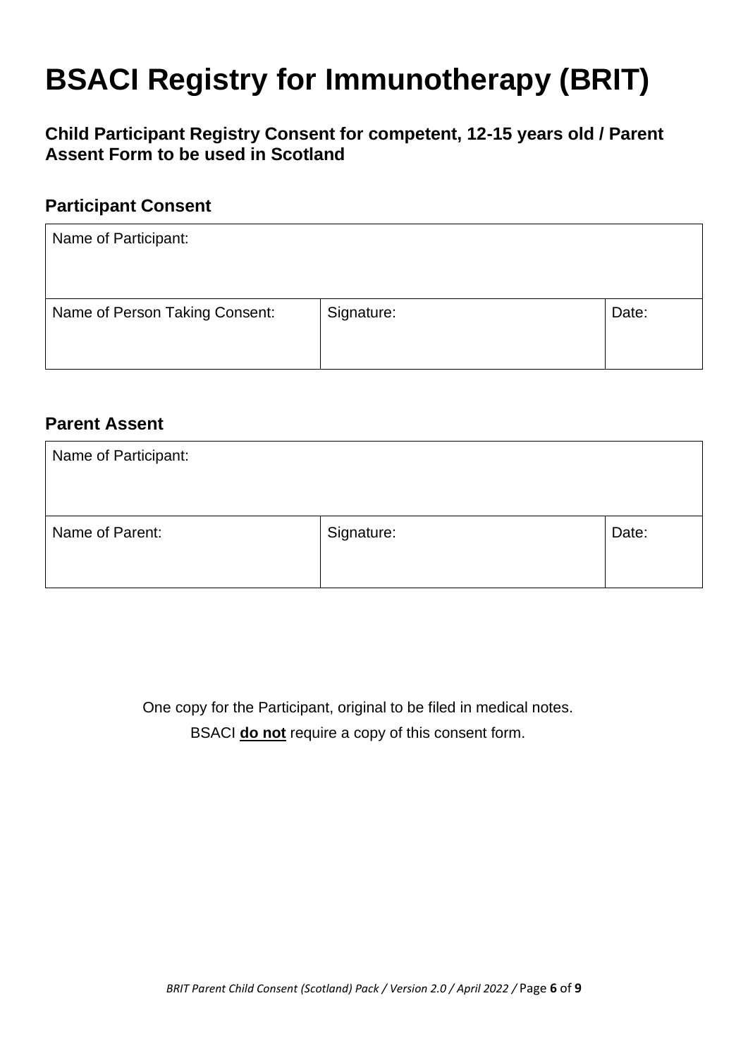# BSACI Registry for Immunotherapy (BRIT)

### Child Participant Registry Consent for competent, 12-15 years old / Parent Assent Form to be used in Scotland

## Participant Consent

| Name of Participant: | | |
|---|---|---|
| Name of Person Taking Consent: | Signature: | Date: |

## Parent Assent

| Name of Participant: | | |
|---|---|---|
| Name of Parent: | Signature: | Date: |

One copy for the Participant, original to be filed in medical notes.

BSACI **do not** require a copy of this consent form.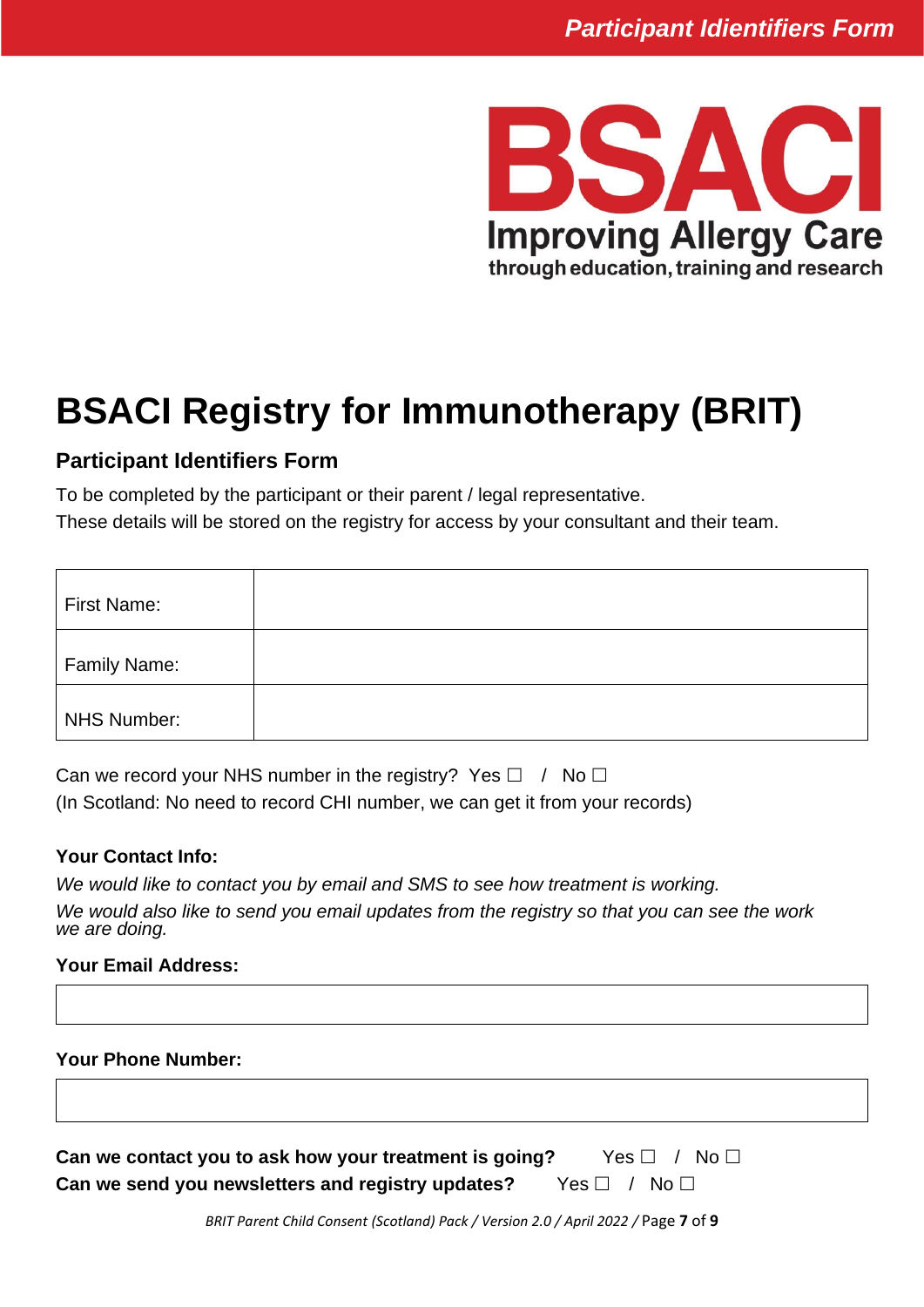# BSACI Registry for Immunotherapy (BRIT)

## Participant Identifiers Form

To be completed by the participant or their parent / legal representative.

These details will be stored on the registry for access by your consultant and their team.

| | |
|---|---|
| First Name: | |
| Family Name: | |
| NHS Number: | |

Can we record your NHS number in the registry? Yes ☐ / No ☐

(In Scotland: No need to record CHI number, we can get it from your records)

**Your Contact Info:**

*We would like to contact you by email and SMS to see how treatment is working.*

*We would also like to send you email updates from the registry so that you can see the work we are doing.*

**Your Email Address:**

| |
|---|
| |

**Your Phone Number:**

| |
|---|
| |

**Can we contact you to ask how your treatment is going?** Yes ☐ / No ☐

**Can we send you newsletters and registry updates?** Yes ☐ / No ☐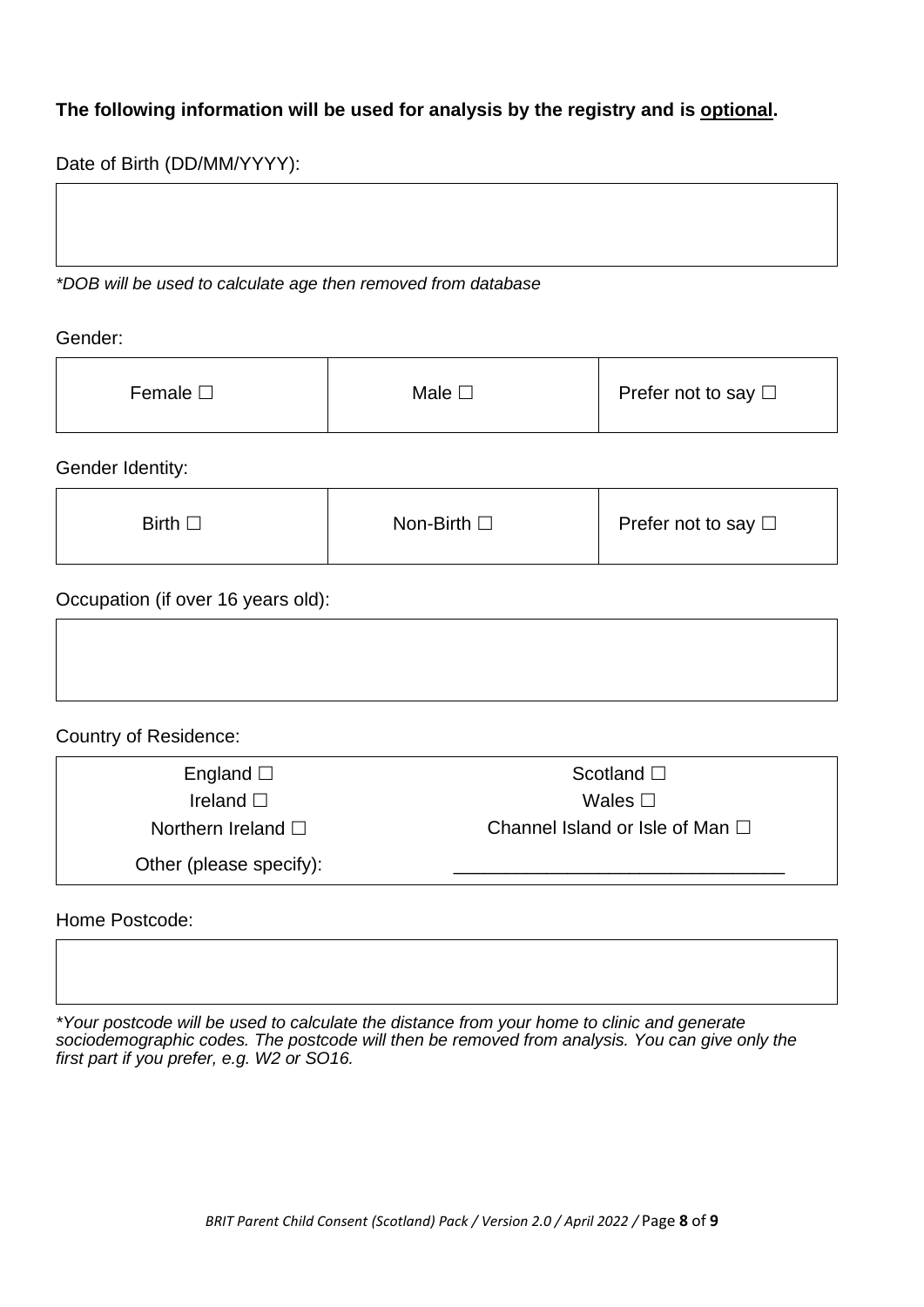**The following information will be used for analysis by the registry and is <u>optional</u>.**

Date of Birth (DD/MM/YYYY):

| |
|---|
| |

*\*DOB will be used to calculate age then removed from database*

Gender:

| | | |
|---|---|---|
| Female ☐ | Male ☐ | Prefer not to say ☐ |

Gender Identity:

| | | |
|---|---|---|
| Birth ☐ | Non-Birth ☐ | Prefer not to say ☐ |

Occupation (if over 16 years old):

| |
|---|
| |

Country of Residence:

| | |
|---|---|
| England ☐ | Scotland ☐ |
| Ireland ☐ | Wales ☐ |
| Northern Ireland ☐ | Channel Island or Isle of Man ☐ |
| Other (please specify): | ______________________________ |

Home Postcode:

| |
|---|
| |

*\*Your postcode will be used to calculate the distance from your home to clinic and generate sociodemographic codes. The postcode will then be removed from analysis. You can give only the first part if you prefer, e.g. W2 or SO16.*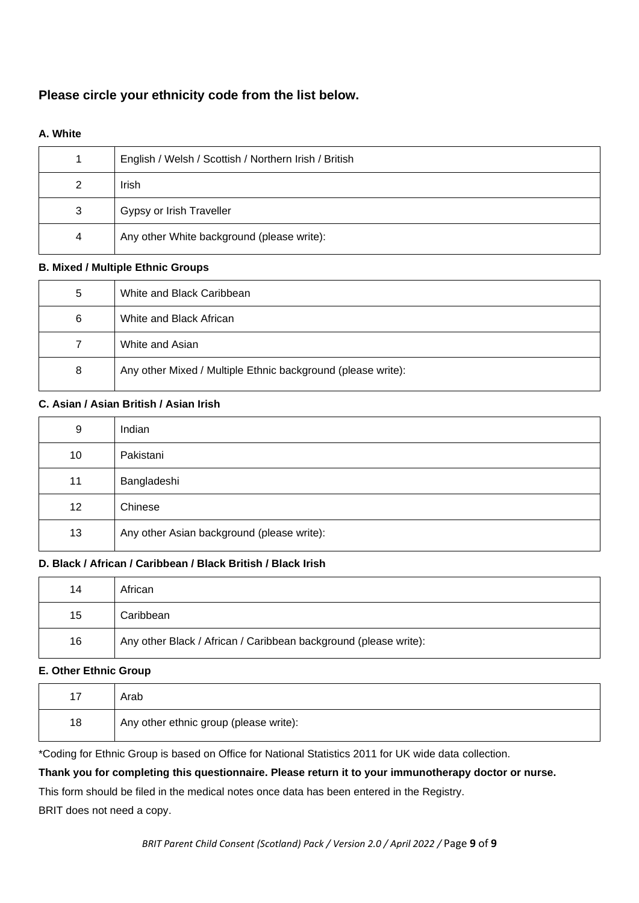## Please circle your ethnicity code from the list below.

#### A. White

| | |
|---|---|
| 1 | English / Welsh / Scottish / Northern Irish / British |
| 2 | Irish |
| 3 | Gypsy or Irish Traveller |
| 4 | Any other White background (please write): |

#### B. Mixed / Multiple Ethnic Groups

| | |
|---|---|
| 5 | White and Black Caribbean |
| 6 | White and Black African |
| 7 | White and Asian |
| 8 | Any other Mixed / Multiple Ethnic background (please write): |

#### C. Asian / Asian British / Asian Irish

| | |
|---|---|
| 9 | Indian |
| 10 | Pakistani |
| 11 | Bangladeshi |
| 12 | Chinese |
| 13 | Any other Asian background (please write): |

#### D. Black / African / Caribbean / Black British / Black Irish

| | |
|---|---|
| 14 | African |
| 15 | Caribbean |
| 16 | Any other Black / African / Caribbean background (please write): |

#### E. Other Ethnic Group

| | |
|---|---|
| 17 | Arab |
| 18 | Any other ethnic group (please write): |

*Coding for Ethnic Group is based on Office for National Statistics 2011 for UK wide data collection.

**Thank you for completing this questionnaire. Please return it to your immunotherapy doctor or nurse.**

This form should be filed in the medical notes once data has been entered in the Registry.

BRIT does not need a copy.